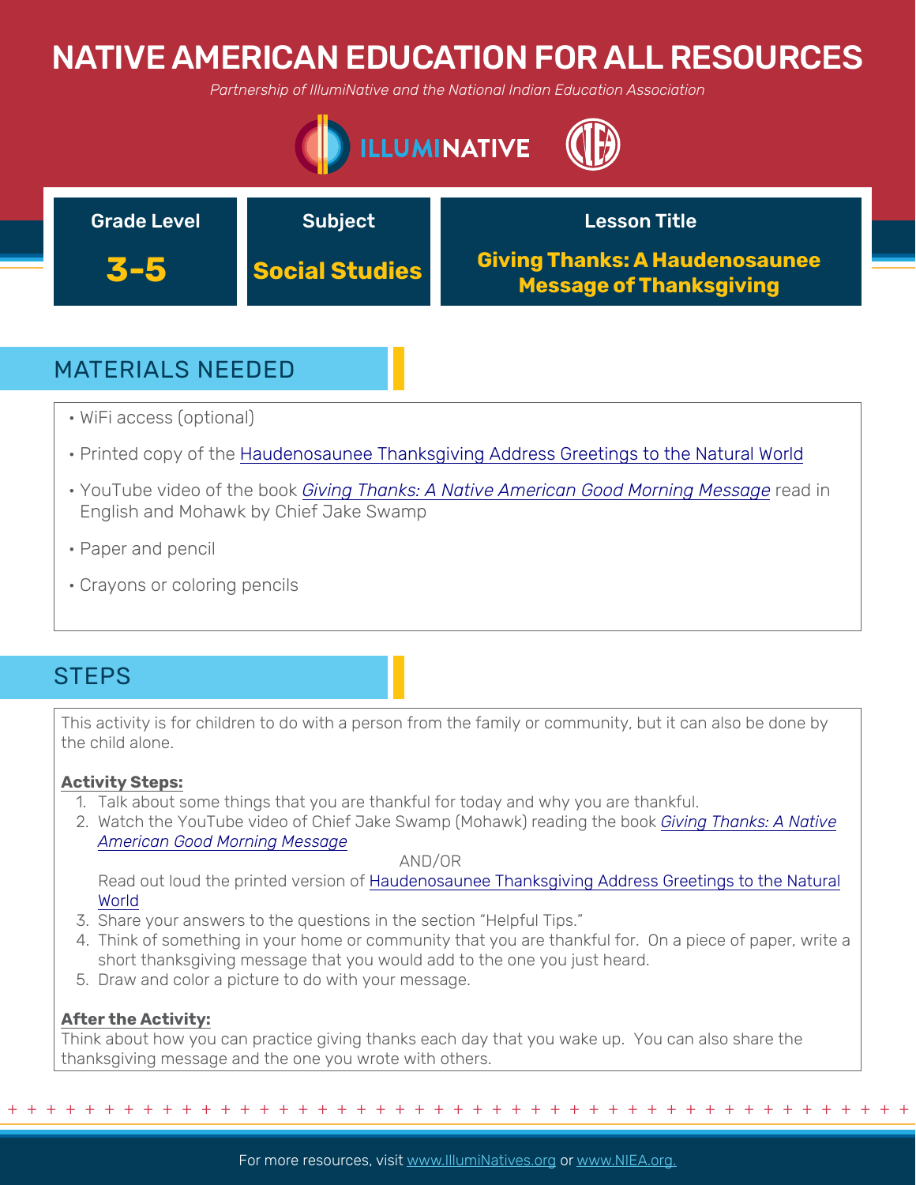# NATIVE AMERICAN EDUCATION FOR ALL RESOURCES

*Partnership of IllumiNative and the National Indian Education Association*

| Grade Level | Subject | Lesson Title |
| --- | --- | --- |
| **3-5** | **Social Studies** | **Giving Thanks: A Haudenosaunee Message of Thanksgiving** |

## MATERIALS NEEDED

- WiFi access (optional)
- Printed copy of the Haudenosaunee Thanksgiving Address Greetings to the Natural World
- YouTube video of the book *Giving Thanks: A Native American Good Morning Message* read in English and Mohawk by Chief Jake Swamp
- Paper and pencil
- Crayons or coloring pencils

## STEPS

This activity is for children to do with a person from the family or community, but it can also be done by the child alone.

**Activity Steps:**

1. Talk about some things that you are thankful for today and why you are thankful.
2. Watch the YouTube video of Chief Jake Swamp (Mohawk) reading the book *Giving Thanks: A Native American Good Morning Message*

   AND/OR

   Read out loud the printed version of Haudenosaunee Thanksgiving Address Greetings to the Natural World
3. Share your answers to the questions in the section "Helpful Tips."
4. Think of something in your home or community that you are thankful for. On a piece of paper, write a short thanksgiving message that you would add to the one you just heard.
5. Draw and color a picture to do with your message.

**After the Activity:**

Think about how you can practice giving thanks each day that you wake up. You can also share the thanksgiving message and the one you wrote with others.

For more resources, visit www.IllumiNatives.org or www.NIEA.org.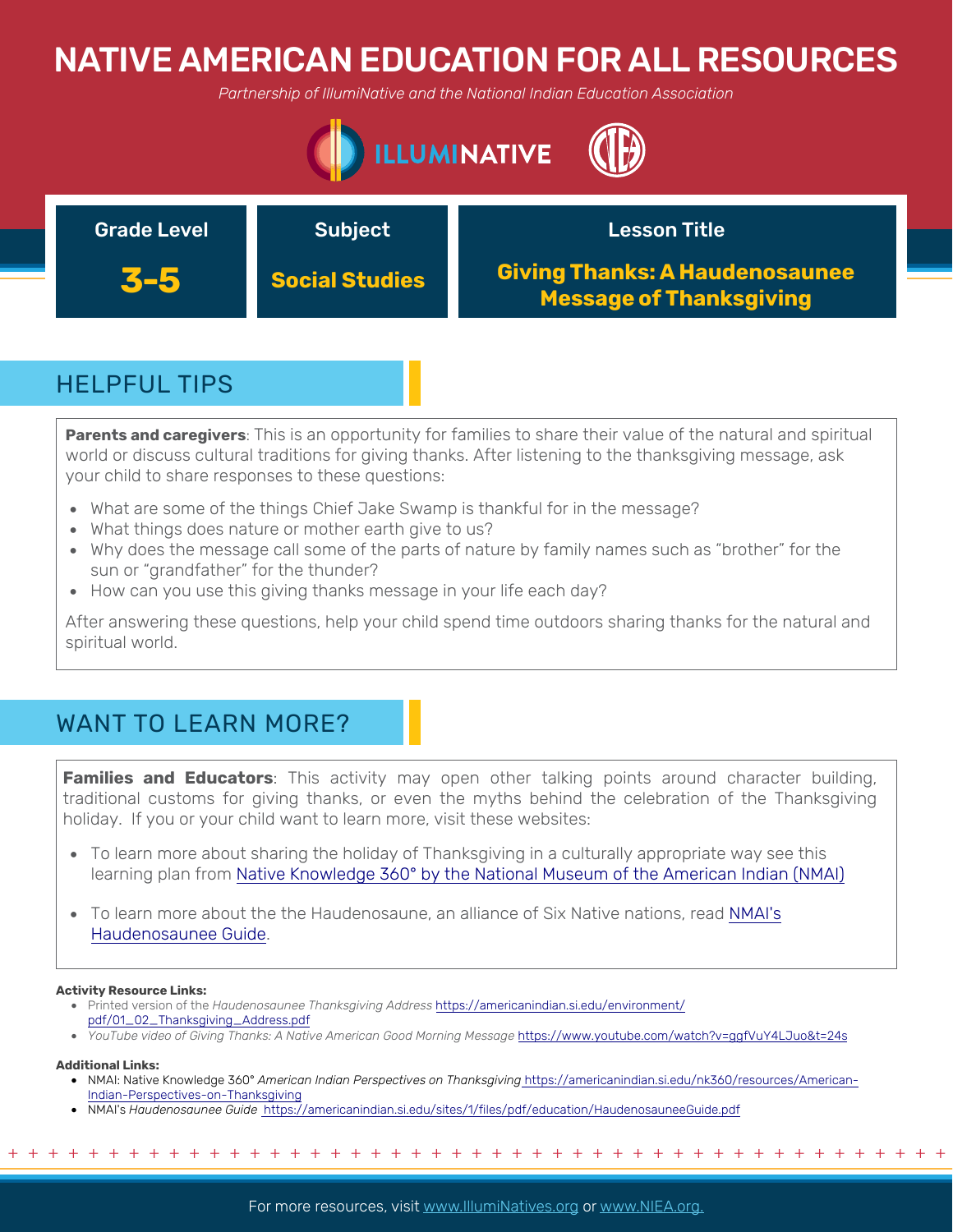# NATIVE AMERICAN EDUCATION FOR ALL RESOURCES

*Partnership of IllumiNative and the National Indian Education Association*

| Grade Level | Subject | Lesson Title |
| --- | --- | --- |
| **3-5** | **Social Studies** | **Giving Thanks: A Haudenosaunee Message of Thanksgiving** |

## HELPFUL TIPS

**Parents and caregivers**: This is an opportunity for families to share their value of the natural and spiritual world or discuss cultural traditions for giving thanks. After listening to the thanksgiving message, ask your child to share responses to these questions:

- What are some of the things Chief Jake Swamp is thankful for in the message?
- What things does nature or mother earth give to us?
- Why does the message call some of the parts of nature by family names such as "brother" for the sun or "grandfather" for the thunder?
- How can you use this giving thanks message in your life each day?

After answering these questions, help your child spend time outdoors sharing thanks for the natural and spiritual world.

## WANT TO LEARN MORE?

**Families and Educators**: This activity may open other talking points around character building, traditional customs for giving thanks, or even the myths behind the celebration of the Thanksgiving holiday. If you or your child want to learn more, visit these websites:

- To learn more about sharing the holiday of Thanksgiving in a culturally appropriate way see this learning plan from Native Knowledge 360° by the National Museum of the American Indian (NMAI)
- To learn more about the the Haudenosaune, an alliance of Six Native nations, read NMAI's Haudenosaunee Guide.

**Activity Resource Links:**

- Printed version of the *Haudenosaunee Thanksgiving Address* https://americanindian.si.edu/environment/pdf/01_02_Thanksgiving_Address.pdf
- *YouTube video of Giving Thanks: A Native American Good Morning Message* https://www.youtube.com/watch?v=ggfVuY4LJuo&t=24s

**Additional Links:**

- NMAI: Native Knowledge 360° *American Indian Perspectives on Thanksgiving* https://americanindian.si.edu/nk360/resources/American-Indian-Perspectives-on-Thanksgiving
- NMAI's *Haudenosaunee Guide* https://americanindian.si.edu/sites/1/files/pdf/education/HaudenosauneeGuide.pdf

For more resources, visit www.IllumiNatives.org or www.NIEA.org.